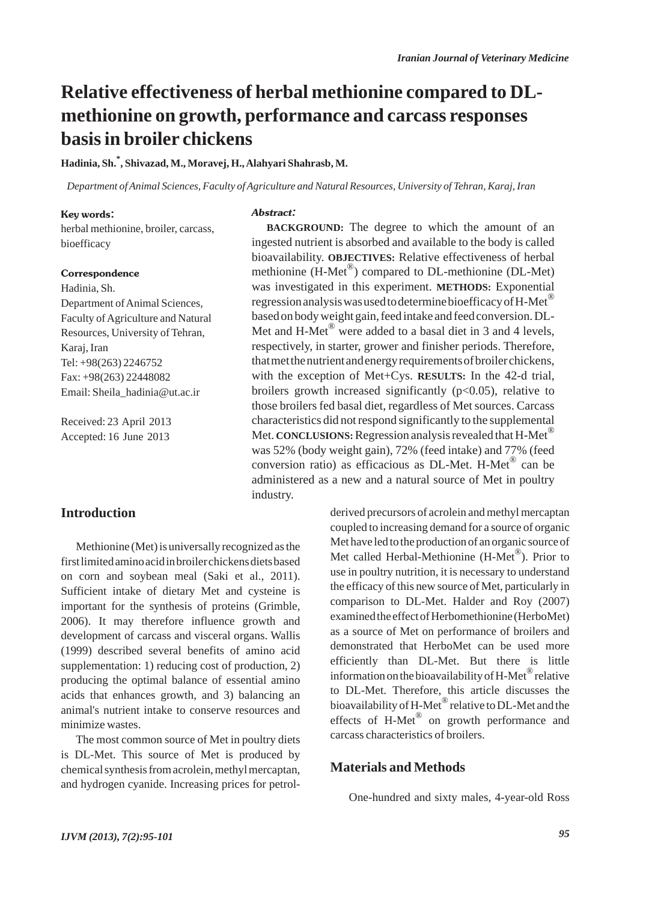# Relative effectiveness of herbal methionine compared to DL-methionine on growth, performance and carcass responses basis in broiler chickens

**Hadinia, Sh.[*], Shivazad, M., Moravej, H., Alahyari Shahrasb, M.**

*Department of Animal Sciences, Faculty of Agriculture and Natural Resources, University of Tehran, Karaj, Iran*

**Key words:**
herbal methionine, broiler, carcass, bioefficacy

**Correspondence**
Hadinia, Sh.
Department of Animal Sciences, Faculty of Agriculture and Natural Resources, University of Tehran, Karaj, Iran
Tel: +98(263) 2246752
Fax: +98(263) 22448082
Email: Sheila_hadinia@ut.ac.ir

Received: 23 April 2013
Accepted: 16 June 2013

***Abstract:***

**BACKGROUND:** The degree to which the amount of an ingested nutrient is absorbed and available to the body is called bioavailability. **OBJECTIVES:** Relative effectiveness of herbal methionine (H-Met®) compared to DL-methionine (DL-Met) was investigated in this experiment. **METHODS:** Exponential regression analysis was used to determine bioefficacy of H-Met® based on body weight gain, feed intake and feed conversion. DL-Met and H-Met® were added to a basal diet in 3 and 4 levels, respectively, in starter, grower and finisher periods. Therefore, that met the nutrient and energy requirements of broiler chickens, with the exception of Met+Cys. **RESULTS:** In the 42-d trial, broilers growth increased significantly ($p<0.05$), relative to those broilers fed basal diet, regardless of Met sources. Carcass characteristics did not respond significantly to the supplemental Met. **CONCLUSIONS:** Regression analysis revealed that H-Met® was 52% (body weight gain), 72% (feed intake) and 77% (feed conversion ratio) as efficacious as DL-Met. H-Met® can be administered as a new and a natural source of Met in poultry industry.

## Introduction

Methionine (Met) is universally recognized as the first limited amino acid in broiler chickens diets based on corn and soybean meal (Saki et al., 2011). Sufficient intake of dietary Met and cysteine is important for the synthesis of proteins (Grimble, 2006). It may therefore influence growth and development of carcass and visceral organs. Wallis (1999) described several benefits of amino acid supplementation: 1) reducing cost of production, 2) producing the optimal balance of essential amino acids that enhances growth, and 3) balancing an animal's nutrient intake to conserve resources and minimize wastes.

The most common source of Met in poultry diets is DL-Met. This source of Met is produced by chemical synthesis from acrolein, methyl mercaptan, and hydrogen cyanide. Increasing prices for petrol-derived precursors of acrolein and methyl mercaptan coupled to increasing demand for a source of organic Met have led to the production of an organic source of Met called Herbal-Methionine (H-Met®). Prior to use in poultry nutrition, it is necessary to understand the efficacy of this new source of Met, particularly in comparison to DL-Met. Halder and Roy (2007) examined the effect of Herbomethionine (HerboMet) as a source of Met on performance of broilers and demonstrated that HerboMet can be used more efficiently than DL-Met. But there is little information on the bioavailability of H-Met® relative to DL-Met. Therefore, this article discusses the bioavailability of H-Met® relative to DL-Met and the effects of H-Met® on growth performance and carcass characteristics of broilers.

## Materials and Methods

One-hundred and sixty males, 4-year-old Ross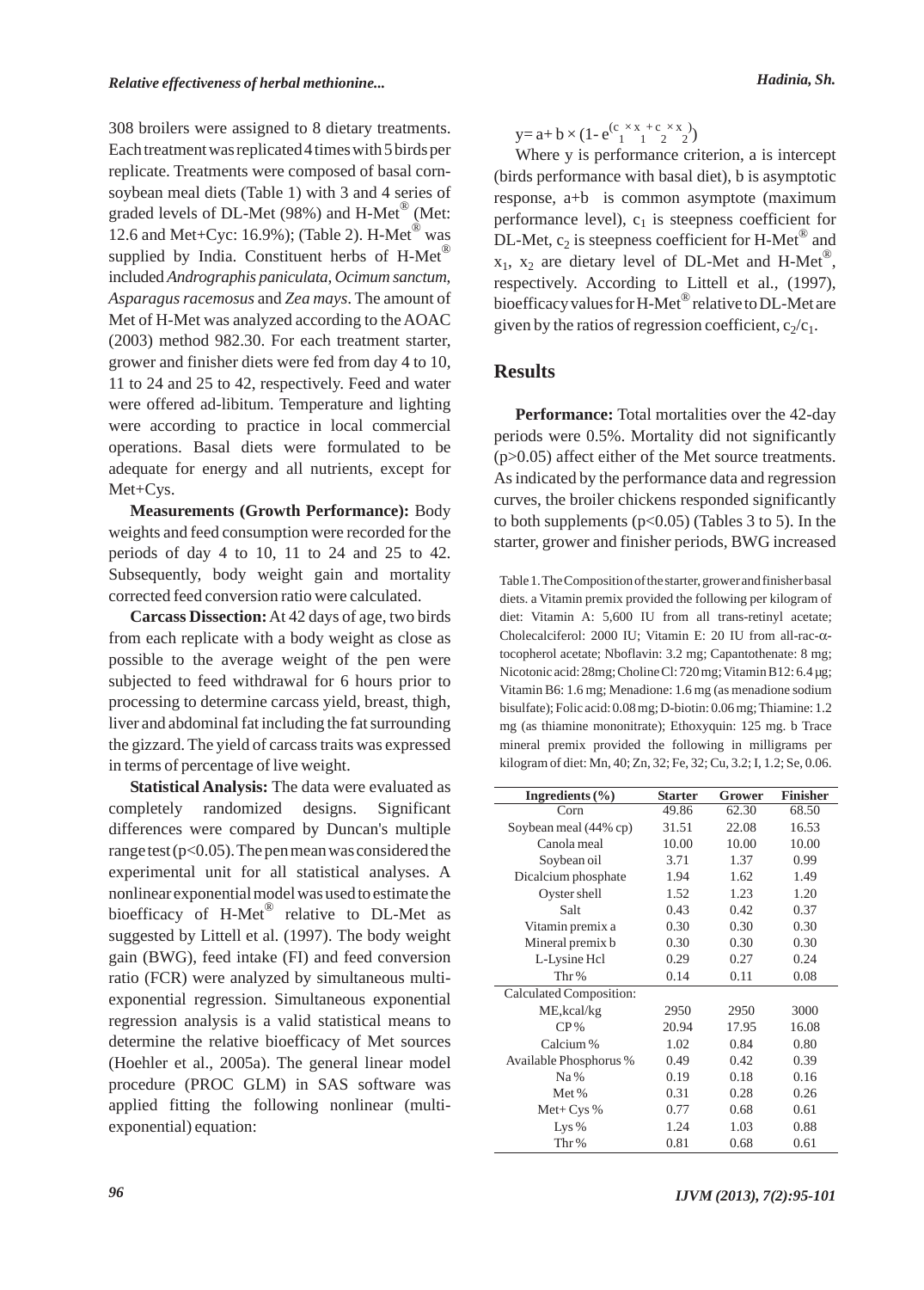308 broilers were assigned to 8 dietary treatments. Each treatment was replicated 4 times with 5 birds per replicate. Treatments were composed of basal corn-soybean meal diets (Table 1) with 3 and 4 series of graded levels of DL-Met (98%) and H-Met® (Met: 12.6 and Met+Cyc: 16.9%); (Table 2). H-Met® was supplied by India. Constituent herbs of H-Met® included *Andrographis paniculata*, *Ocimum sanctum*, *Asparagus racemosus* and *Zea mays*. The amount of Met of H-Met was analyzed according to the AOAC (2003) method 982.30. For each treatment starter, grower and finisher diets were fed from day 4 to 10, 11 to 24 and 25 to 42, respectively. Feed and water were offered ad-libitum. Temperature and lighting were according to practice in local commercial operations. Basal diets were formulated to be adequate for energy and all nutrients, except for Met+Cys.

**Measurements (Growth Performance):** Body weights and feed consumption were recorded for the periods of day 4 to 10, 11 to 24 and 25 to 42. Subsequently, body weight gain and mortality corrected feed conversion ratio were calculated.

**Carcass Dissection:** At 42 days of age, two birds from each replicate with a body weight as close as possible to the average weight of the pen were subjected to feed withdrawal for 6 hours prior to processing to determine carcass yield, breast, thigh, liver and abdominal fat including the fat surrounding the gizzard. The yield of carcass traits was expressed in terms of percentage of live weight.

**Statistical Analysis:** The data were evaluated as completely randomized designs. Significant differences were compared by Duncan's multiple range test ($p<0.05$). The pen mean was considered the experimental unit for all statistical analyses. A nonlinear exponential model was used to estimate the bioefficacy of H-Met® relative to DL-Met as suggested by Littell et al. (1997). The body weight gain (BWG), feed intake (FI) and feed conversion ratio (FCR) were analyzed by simultaneous multi-exponential regression. Simultaneous exponential regression analysis is a valid statistical means to determine the relative bioefficacy of Met sources (Hoehler et al., 2005a). The general linear model procedure (PROC GLM) in SAS software was applied fitting the following nonlinear (multi-exponential) equation:

$$y = a + b \times (1 - e^{(c_1 \times x_1 + c_2 \times x_2)})$$

Where y is performance criterion, a is intercept (birds performance with basal diet), b is asymptotic response, a+b is common asymptote (maximum performance level), $c_1$ is steepness coefficient for DL-Met, $c_2$ is steepness coefficient for H-Met® and $x_1$, $x_2$ are dietary level of DL-Met and H-Met®, respectively. According to Littell et al., (1997), bioefficacy values for H-Met® relative to DL-Met are given by the ratios of regression coefficient, $c_2/c_1$.

## Results

**Performance:** Total mortalities over the 42-day periods were 0.5%. Mortality did not significantly ($p>0.05$) affect either of the Met source treatments. As indicated by the performance data and regression curves, the broiler chickens responded significantly to both supplements ($p<0.05$) (Tables 3 to 5). In the starter, grower and finisher periods, BWG increased

Table 1. The Composition of the starter, grower and finisher basal diets. a Vitamin premix provided the following per kilogram of diet: Vitamin A: 5,600 IU from all trans-retinyl acetate; Cholecalciferol: 2000 IU; Vitamin E: 20 IU from all-rac-α-tocopherol acetate; Nboflavin: 3.2 mg; Capantothenate: 8 mg; Nicotonic acid: 28mg; Choline Cl: 720 mg; Vitamin B12: 6.4 µg; Vitamin B6: 1.6 mg; Menadione: 1.6 mg (as menadione sodium bisulfate); Folic acid: 0.08 mg; D-biotin: 0.06 mg; Thiamine: 1.2 mg (as thiamine mononitrate); Ethoxyquin: 125 mg. b Trace mineral premix provided the following in milligrams per kilogram of diet: Mn, 40; Zn, 32; Fe, 32; Cu, 3.2; I, 1.2; Se, 0.06.

| Ingredients (%) | Starter | Grower | Finisher |
|---|---|---|---|
| Corn | 49.86 | 62.30 | 68.50 |
| Soybean meal (44% cp) | 31.51 | 22.08 | 16.53 |
| Canola meal | 10.00 | 10.00 | 10.00 |
| Soybean oil | 3.71 | 1.37 | 0.99 |
| Dicalcium phosphate | 1.94 | 1.62 | 1.49 |
| Oyster shell | 1.52 | 1.23 | 1.20 |
| Salt | 0.43 | 0.42 | 0.37 |
| Vitamin premix a | 0.30 | 0.30 | 0.30 |
| Mineral premix b | 0.30 | 0.30 | 0.30 |
| L-Lysine Hcl | 0.29 | 0.27 | 0.24 |
| Thr % | 0.14 | 0.11 | 0.08 |
| Calculated Composition: | | | |
| ME, kcal/kg | 2950 | 2950 | 3000 |
| CP % | 20.94 | 17.95 | 16.08 |
| Calcium % | 1.02 | 0.84 | 0.80 |
| Available Phosphorus % | 0.49 | 0.42 | 0.39 |
| Na % | 0.19 | 0.18 | 0.16 |
| Met % | 0.31 | 0.28 | 0.26 |
| Met+ Cys % | 0.77 | 0.68 | 0.61 |
| Lys % | 1.24 | 1.03 | 0.88 |
| Thr % | 0.81 | 0.68 | 0.61 |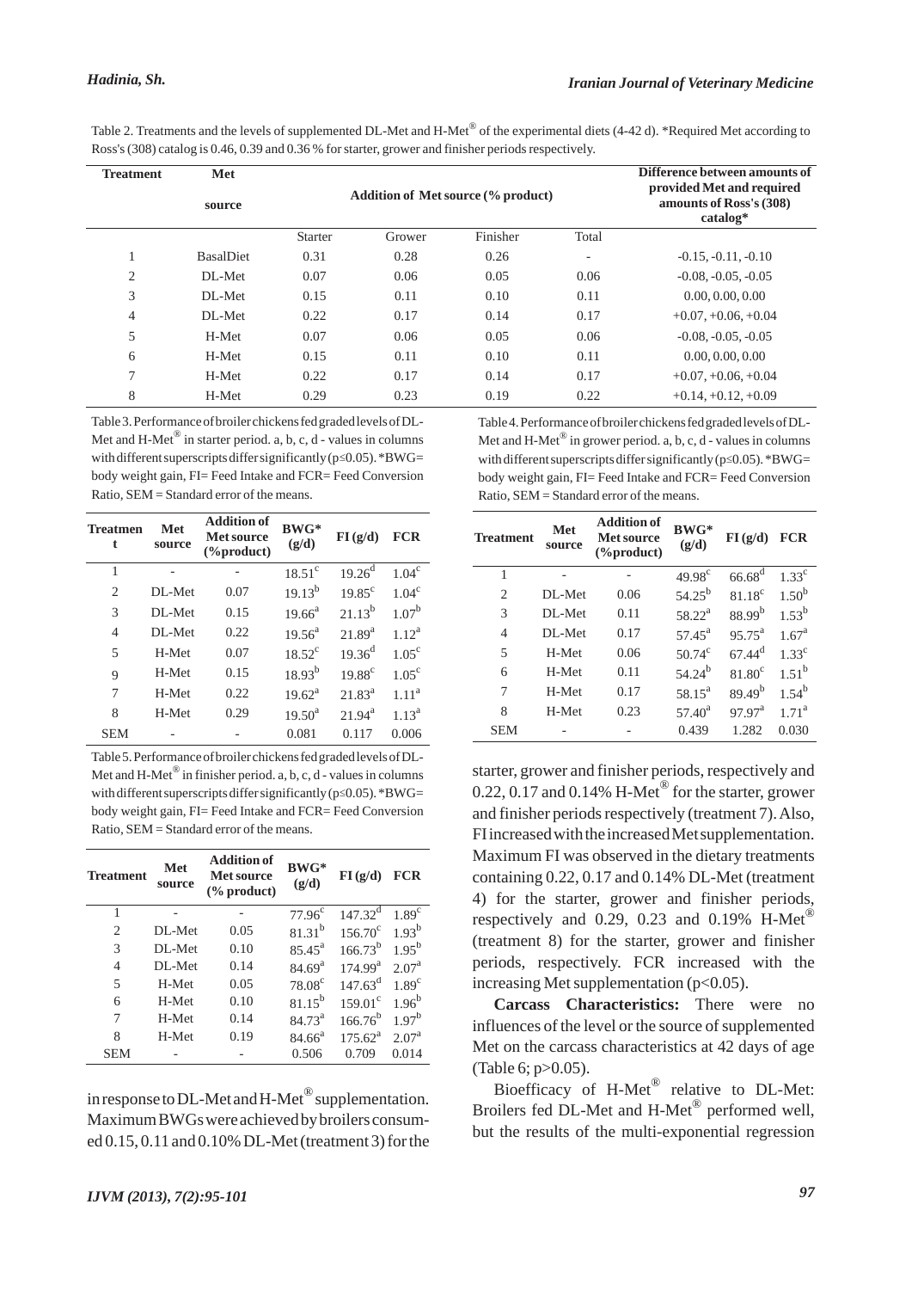Table 2. Treatments and the levels of supplemented DL-Met and H-Met® of the experimental diets (4-42 d). *Required Met according to Ross's (308) catalog is 0.46, 0.39 and 0.36 % for starter, grower and finisher periods respectively.

| Treatment | Met source | Addition of Met source (% product) | | | | Difference between amounts of provided Met and required amounts of Ross's (308) catalog* |
|---|---|---|---|---|---|---|
| | | Starter | Grower | Finisher | Total | |
| 1 | BasalDiet | 0.31 | 0.28 | 0.26 | - | -0.15, -0.11, -0.10 |
| 2 | DL-Met | 0.07 | 0.06 | 0.05 | 0.06 | -0.08, -0.05, -0.05 |
| 3 | DL-Met | 0.15 | 0.11 | 0.10 | 0.11 | 0.00, 0.00, 0.00 |
| 4 | DL-Met | 0.22 | 0.17 | 0.14 | 0.17 | +0.07, +0.06, +0.04 |
| 5 | H-Met | 0.07 | 0.06 | 0.05 | 0.06 | -0.08, -0.05, -0.05 |
| 6 | H-Met | 0.15 | 0.11 | 0.10 | 0.11 | 0.00, 0.00, 0.00 |
| 7 | H-Met | 0.22 | 0.17 | 0.14 | 0.17 | +0.07, +0.06, +0.04 |
| 8 | H-Met | 0.29 | 0.23 | 0.19 | 0.22 | +0.14, +0.12, +0.09 |

Table 3. Performance of broiler chickens fed graded levels of DL-Met and H-Met® in starter period. a, b, c, d - values in columns with different superscripts differ significantly (p≤0.05). *BWG= body weight gain, FI= Feed Intake and FCR= Feed Conversion Ratio, SEM = Standard error of the means.

| Treatment | Met source | Addition of Met source (%product) | BWG* (g/d) | FI (g/d) | FCR |
|---|---|---|---|---|---|
| 1 | - | - | 18.51[c] | 19.26[d] | 1.04[c] |
| 2 | DL-Met | 0.07 | 19.13[b] | 19.85[c] | 1.04[c] |
| 3 | DL-Met | 0.15 | 19.66[a] | 21.13[b] | 1.07[b] |
| 4 | DL-Met | 0.22 | 19.56[a] | 21.89[a] | 1.12[a] |
| 5 | H-Met | 0.07 | 18.52[c] | 19.36[d] | 1.05[c] |
| 9 | H-Met | 0.15 | 18.93[b] | 19.88[c] | 1.05[c] |
| 7 | H-Met | 0.22 | 19.62[a] | 21.83[a] | 1.11[a] |
| 8 | H-Met | 0.29 | 19.50[a] | 21.94[a] | 1.13[a] |
| SEM | - | - | 0.081 | 0.117 | 0.006 |

Table 4. Performance of broiler chickens fed graded levels of DL-Met and H-Met® in grower period. a, b, c, d - values in columns with different superscripts differ significantly (p≤0.05). *BWG= body weight gain, FI= Feed Intake and FCR= Feed Conversion Ratio, SEM = Standard error of the means.

| Treatment | Met source | Addition of Met source (%product) | BWG* (g/d) | FI (g/d) | FCR |
|---|---|---|---|---|---|
| 1 | - | - | 49.98[c] | 66.68[d] | 1.33[c] |
| 2 | DL-Met | 0.06 | 54.25[b] | 81.18[c] | 1.50[b] |
| 3 | DL-Met | 0.11 | 58.22[a] | 88.99[b] | 1.53[b] |
| 4 | DL-Met | 0.17 | 57.45[a] | 95.75[a] | 1.67[a] |
| 5 | H-Met | 0.06 | 50.74[c] | 67.44[d] | 1.33[c] |
| 6 | H-Met | 0.11 | 54.24[b] | 81.80[c] | 1.51[b] |
| 7 | H-Met | 0.17 | 58.15[a] | 89.49[b] | 1.54[b] |
| 8 | H-Met | 0.23 | 57.40[a] | 97.97[a] | 1.71[a] |
| SEM | - | - | 0.439 | 1.282 | 0.030 |

Table 5. Performance of broiler chickens fed graded levels of DL-Met and H-Met® in finisher period. a, b, c, d - values in columns with different superscripts differ significantly (p≤0.05). *BWG= body weight gain, FI= Feed Intake and FCR= Feed Conversion Ratio, SEM = Standard error of the means.

| Treatment | Met source | Addition of Met source (% product) | BWG* (g/d) | FI (g/d) | FCR |
|---|---|---|---|---|---|
| 1 | - | - | 77.96[c] | 147.32[d] | 1.89[c] |
| 2 | DL-Met | 0.05 | 81.31[b] | 156.70[c] | 1.93[b] |
| 3 | DL-Met | 0.10 | 85.45[a] | 166.73[b] | 1.95[b] |
| 4 | DL-Met | 0.14 | 84.69[a] | 174.99[a] | 2.07[a] |
| 5 | H-Met | 0.05 | 78.08[c] | 147.63[d] | 1.89[c] |
| 6 | H-Met | 0.10 | 81.15[b] | 159.01[c] | 1.96[b] |
| 7 | H-Met | 0.14 | 84.73[a] | 166.76[b] | 1.97[b] |
| 8 | H-Met | 0.19 | 84.66[a] | 175.62[a] | 2.07[a] |
| SEM | - | - | 0.506 | 0.709 | 0.014 |

in response to DL-Met and H-Met® supplementation. Maximum BWGs were achieved by broilers consumed 0.15, 0.11 and 0.10% DL-Met (treatment 3) for the starter, grower and finisher periods, respectively and 0.22, 0.17 and 0.14% H-Met® for the starter, grower and finisher periods respectively (treatment 7). Also, FI increased with the increased Met supplementation. Maximum FI was observed in the dietary treatments containing 0.22, 0.17 and 0.14% DL-Met (treatment 4) for the starter, grower and finisher periods, respectively and 0.29, 0.23 and 0.19% H-Met® (treatment 8) for the starter, grower and finisher periods, respectively. FCR increased with the increasing Met supplementation ($p<0.05$).

**Carcass Characteristics:** There were no influences of the level or the source of supplemented Met on the carcass characteristics at 42 days of age (Table 6; $p>0.05$).

Bioefficacy of H-Met® relative to DL-Met: Broilers fed DL-Met and H-Met® performed well, but the results of the multi-exponential regression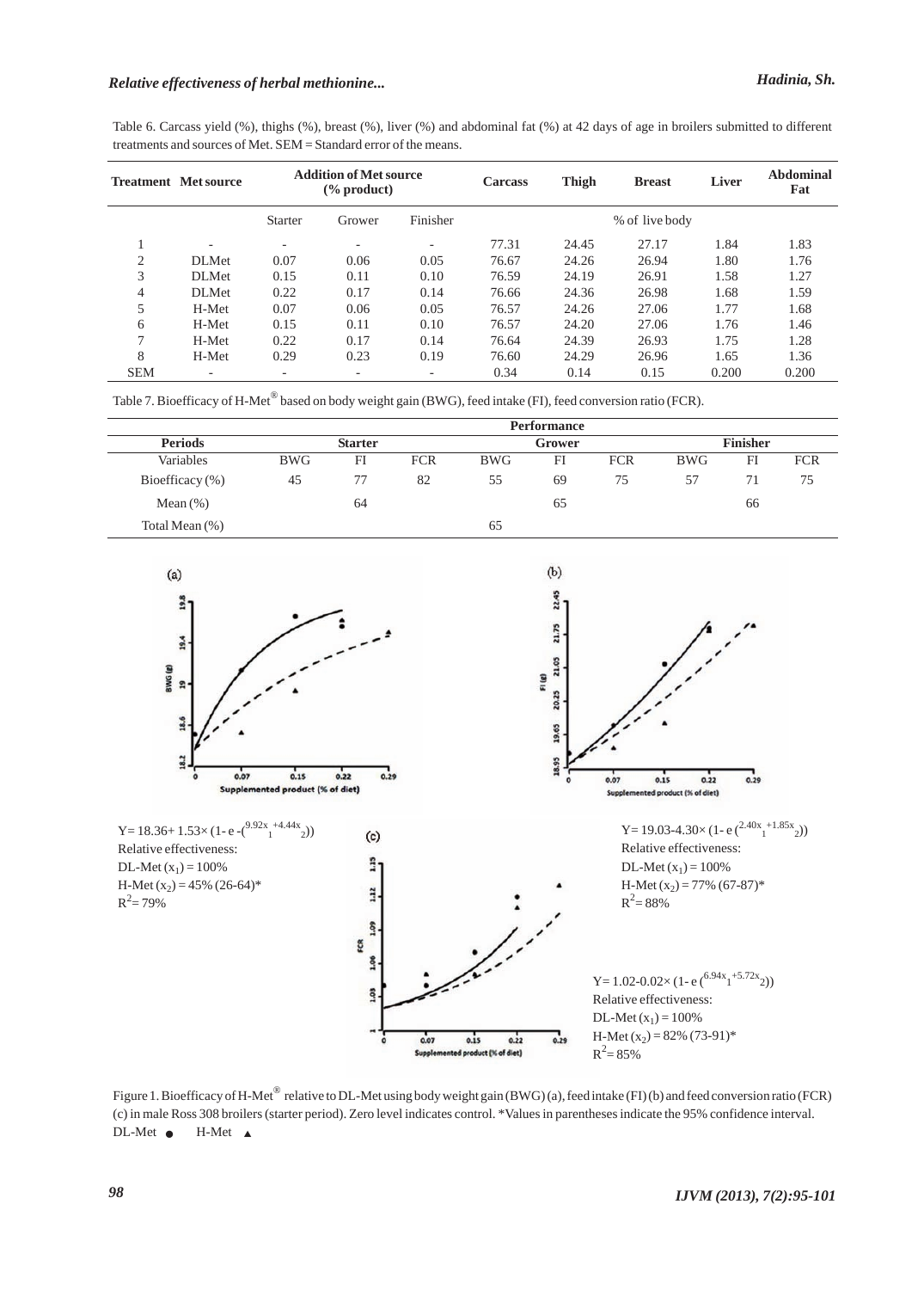Table 6. Carcass yield (%), thighs (%), breast (%), liver (%) and abdominal fat (%) at 42 days of age in broilers submitted to different treatments and sources of Met. SEM = Standard error of the means.

| Treatment | Met source | Addition of Met source (% product) | | | Carcass | Thigh | Breast | Liver | Abdominal Fat |
|---|---|---|---|---|---|---|---|---|---|
| | | Starter | Grower | Finisher | % of live body | | | | |
| 1 | - | - | - | - | 77.31 | 24.45 | 27.17 | 1.84 | 1.83 |
| 2 | DLMet | 0.07 | 0.06 | 0.05 | 76.67 | 24.26 | 26.94 | 1.80 | 1.76 |
| 3 | DLMet | 0.15 | 0.11 | 0.10 | 76.59 | 24.19 | 26.91 | 1.58 | 1.27 |
| 4 | DLMet | 0.22 | 0.17 | 0.14 | 76.66 | 24.36 | 26.98 | 1.68 | 1.59 |
| 5 | H-Met | 0.07 | 0.06 | 0.05 | 76.57 | 24.26 | 27.06 | 1.77 | 1.68 |
| 6 | H-Met | 0.15 | 0.11 | 0.10 | 76.57 | 24.20 | 27.06 | 1.76 | 1.46 |
| 7 | H-Met | 0.22 | 0.17 | 0.14 | 76.64 | 24.39 | 26.93 | 1.75 | 1.28 |
| 8 | H-Met | 0.29 | 0.23 | 0.19 | 76.60 | 24.29 | 26.96 | 1.65 | 1.36 |
| SEM | - | - | - | - | 0.34 | 0.14 | 0.15 | 0.200 | 0.200 |

Table 7. Bioefficacy of H-Met® based on body weight gain (BWG), feed intake (FI), feed conversion ratio (FCR).

| Periods | Performance | | | | | | | | |
|---|---|---|---|---|---|---|---|---|---|
| | Starter | | | Grower | | | Finisher | | |
| Variables | BWG | FI | FCR | BWG | FI | FCR | BWG | FI | FCR |
| Bioefficacy (%) | 45 | 77 | 82 | 55 | 69 | 75 | 57 | 71 | 75 |
| Mean (%) | | 64 | | | 65 | | | 66 | |
| Total Mean (%) | | | | | 65 | | | | |

$Y = 18.36 + 1.53\times(1 - e^{-(9.92x_1 + 4.44x_2)})$
Relative effectiveness:
DL-Met ($x_1$) = 100%
H-Met ($x_2$) = 45% (26-64)*
$R^2$ = 79%

$Y = 19.03 - 4.30\times(1 - e^{(2.40x_1 + 1.85x_2)})$
Relative effectiveness:
DL-Met ($x_1$) = 100%
H-Met ($x_2$) = 77% (67-87)*
$R^2$ = 88%

$Y = 1.02 - 0.02\times(1 - e^{(6.94x_1 + 5.72x_2)})$
Relative effectiveness:
DL-Met ($x_1$) = 100%
H-Met ($x_2$) = 82% (73-91)*
$R^2$ = 85%

Figure 1. Bioefficacy of H-Met® relative to DL-Met using body weight gain (BWG) (a), feed intake (FI) (b) and feed conversion ratio (FCR) (c) in male Ross 308 broilers (starter period). Zero level indicates control. *Values in parentheses indicate the 95% confidence interval. DL-Met ● H-Met ▲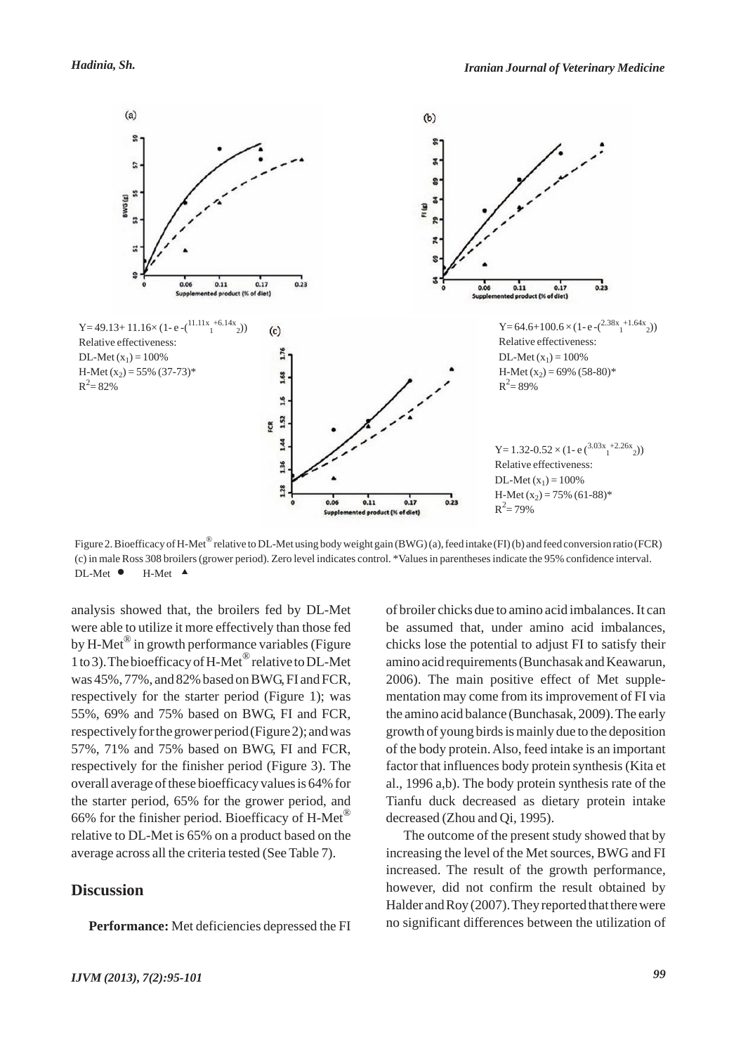$Y = 49.13 + 11.16 \times (1 - e^{-(11.11x_1 + 6.14x_2)})$
Relative effectiveness:
DL-Met ($x_1$) = 100%
H-Met ($x_2$) = 55% (37-73)*
$R^2$ = 82%

$Y = 64.6 + 100.6 \times (1 - e^{-(2.38x_1 + 1.64x_2)})$
Relative effectiveness:
DL-Met ($x_1$) = 100%
H-Met ($x_2$) = 69% (58-80)*
$R^2$ = 89%

$Y = 1.32 - 0.52 \times (1 - e^{(3.03x_1 + 2.26x_2)})$
Relative effectiveness:
DL-Met ($x_1$) = 100%
H-Met ($x_2$) = 75% (61-88)*
$R^2$ = 79%

Figure 2. Bioefficacy of H-Met® relative to DL-Met using body weight gain (BWG) (a), feed intake (FI) (b) and feed conversion ratio (FCR) (c) in male Ross 308 broilers (grower period). Zero level indicates control. *Values in parentheses indicate the 95% confidence interval. DL-Met ● H-Met ▲

analysis showed that, the broilers fed by DL-Met were able to utilize it more effectively than those fed by H-Met® in growth performance variables (Figure 1 to 3). The bioefficacy of H-Met® relative to DL-Met was 45%, 77%, and 82% based on BWG, FI and FCR, respectively for the starter period (Figure 1); was 55%, 69% and 75% based on BWG, FI and FCR, respectively for the grower period (Figure 2); and was 57%, 71% and 75% based on BWG, FI and FCR, respectively for the finisher period (Figure 3). The overall average of these bioefficacy values is 64% for the starter period, 65% for the grower period, and 66% for the finisher period. Bioefficacy of H-Met® relative to DL-Met is 65% on a product based on the average across all the criteria tested (See Table 7).

## Discussion

**Performance:** Met deficiencies depressed the FI of broiler chicks due to amino acid imbalances. It can be assumed that, under amino acid imbalances, chicks lose the potential to adjust FI to satisfy their amino acid requirements (Bunchasak and Keawarun, 2006). The main positive effect of Met supplementation may come from its improvement of FI via the amino acid balance (Bunchasak, 2009). The early growth of young birds is mainly due to the deposition of the body protein. Also, feed intake is an important factor that influences body protein synthesis (Kita et al., 1996 a,b). The body protein synthesis rate of the Tianfu duck decreased as dietary protein intake decreased (Zhou and Qi, 1995).

The outcome of the present study showed that by increasing the level of the Met sources, BWG and FI increased. The result of the growth performance, however, did not confirm the result obtained by Halder and Roy (2007). They reported that there were no significant differences between the utilization of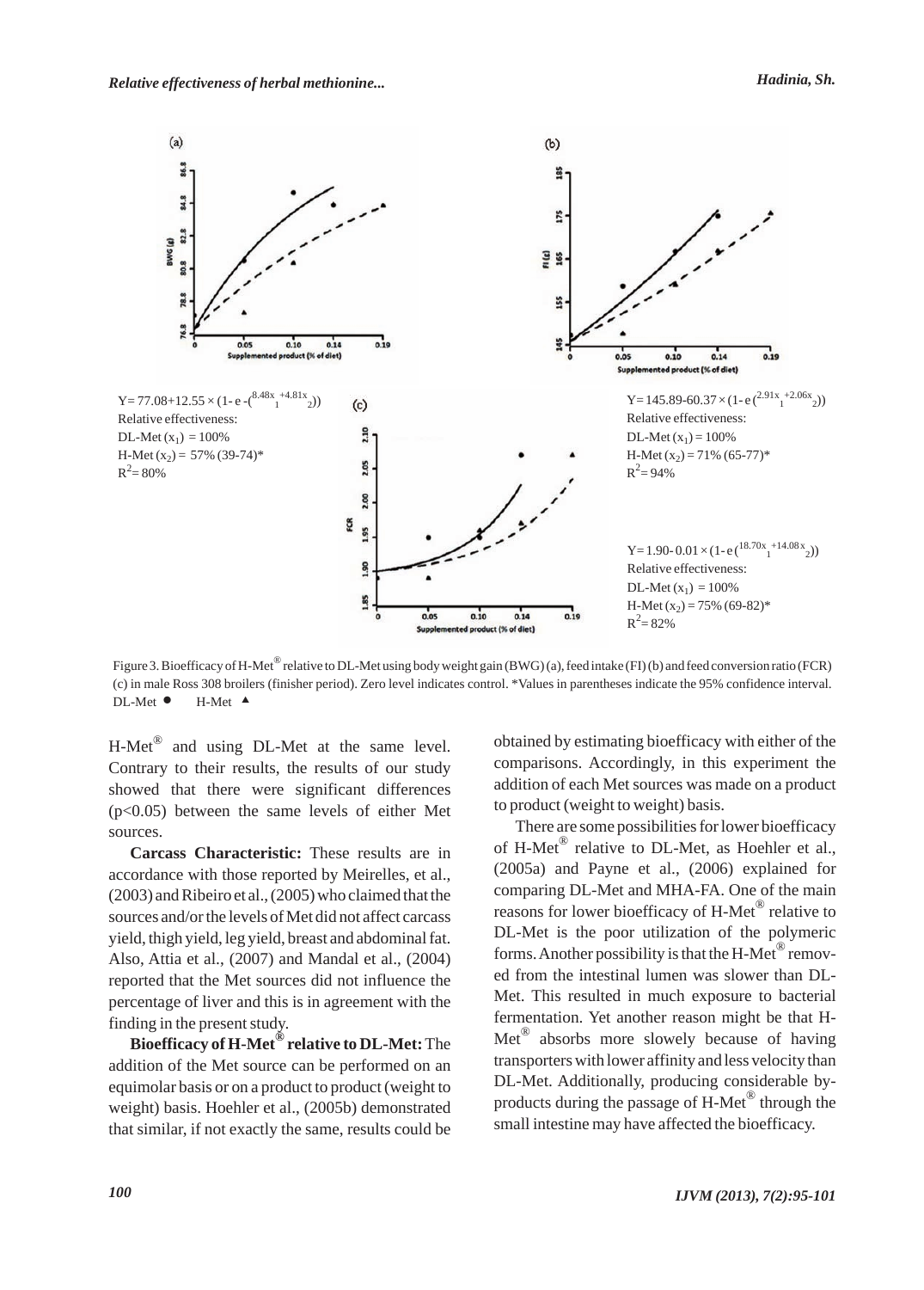$Y = 77.08+12.55 \times (1- e^{-(8.48x_1+4.81x_2)})$
Relative effectiveness:
DL-Met ($x_1$) = 100%
H-Met ($x_2$) = 57% (39-74)*
$R^2$= 80%

$Y= 145.89-60.37 \times (1- e^{(2.91x_1+2.06x_2)})$
Relative effectiveness:
DL-Met ($x_1$) = 100%
H-Met ($x_2$) = 71% (65-77)*
$R^2$= 94%

$Y= 1.90- 0.01 \times (1- e^{(18.70x_1+14.08x_2)})$
Relative effectiveness:
DL-Met ($x_1$) = 100%
H-Met ($x_2$) = 75% (69-82)*
$R^2$= 82%

Figure 3. Bioefficacy of H-Met® relative to DL-Met using body weight gain (BWG) (a), feed intake (FI) (b) and feed conversion ratio (FCR) (c) in male Ross 308 broilers (finisher period). Zero level indicates control. *Values in parentheses indicate the 95% confidence interval. DL-Met ● H-Met ▲

H-Met® and using DL-Met at the same level. Contrary to their results, the results of our study showed that there were significant differences ($p<0.05$) between the same levels of either Met sources.

**Carcass Characteristic:** These results are in accordance with those reported by Meirelles, et al., (2003) and Ribeiro et al., (2005) who claimed that the sources and/or the levels of Met did not affect carcass yield, thigh yield, leg yield, breast and abdominal fat. Also, Attia et al., (2007) and Mandal et al., (2004) reported that the Met sources did not influence the percentage of liver and this is in agreement with the finding in the present study.

**Bioefficacy of H-Met® relative to DL-Met:** The addition of the Met source can be performed on an equimolar basis or on a product to product (weight to weight) basis. Hoehler et al., (2005b) demonstrated that similar, if not exactly the same, results could be obtained by estimating bioefficacy with either of the comparisons. Accordingly, in this experiment the addition of each Met sources was made on a product to product (weight to weight) basis.

There are some possibilities for lower bioefficacy of H-Met® relative to DL-Met, as Hoehler et al., (2005a) and Payne et al., (2006) explained for comparing DL-Met and MHA-FA. One of the main reasons for lower bioefficacy of H-Met® relative to DL-Met is the poor utilization of the polymeric forms. Another possibility is that the H-Met® removed from the intestinal lumen was slower than DL-Met. This resulted in much exposure to bacterial fermentation. Yet another reason might be that H-Met® absorbs more slowely because of having transporters with lower affinity and less velocity than DL-Met. Additionally, producing considerable by-products during the passage of H-Met® through the small intestine may have affected the bioefficacy.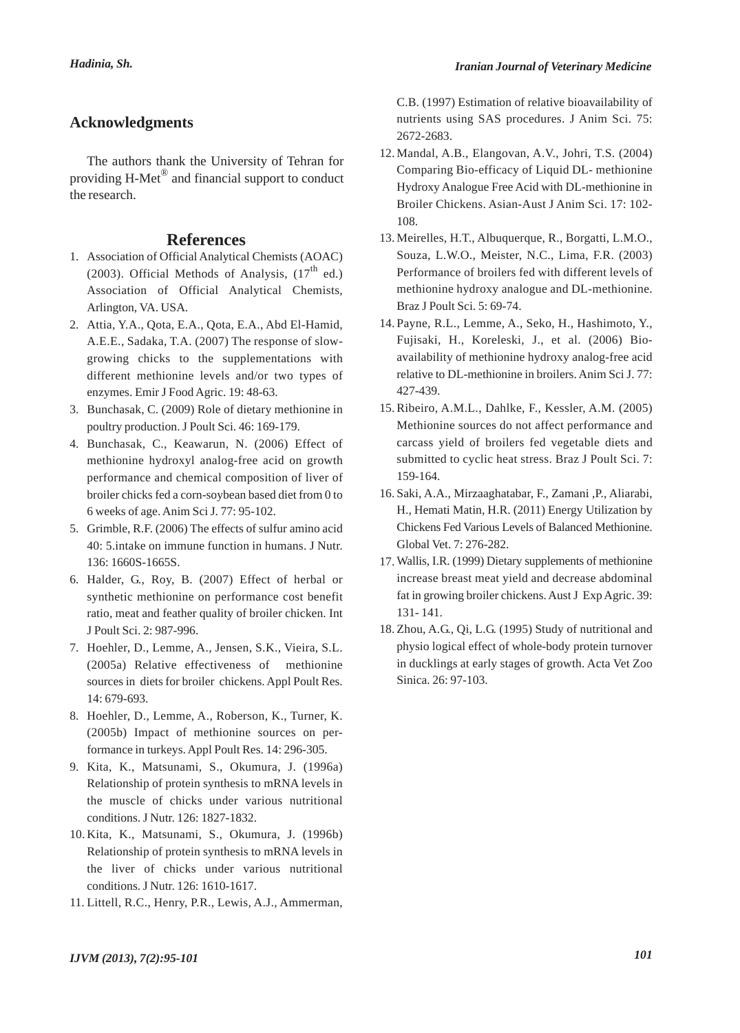## Acknowledgments

The authors thank the University of Tehran for providing H-Met® and financial support to conduct the research.

## References

1. Association of Official Analytical Chemists (AOAC) (2003). Official Methods of Analysis, ($17^{th}$ ed.) Association of Official Analytical Chemists, Arlington, VA. USA.
2. Attia, Y.A., Qota, E.A., Qota, E.A., Abd El-Hamid, A.E.E., Sadaka, T.A. (2007) The response of slow-growing chicks to the supplementations with different methionine levels and/or two types of enzymes. Emir J Food Agric. 19: 48-63.
3. Bunchasak, C. (2009) Role of dietary methionine in poultry production. J Poult Sci. 46: 169-179.
4. Bunchasak, C., Keawarun, N. (2006) Effect of methionine hydroxyl analog-free acid on growth performance and chemical composition of liver of broiler chicks fed a corn-soybean based diet from 0 to 6 weeks of age. Anim Sci J. 77: 95-102.
5. Grimble, R.F. (2006) The effects of sulfur amino acid 40: 5.intake on immune function in humans. J Nutr. 136: 1660S-1665S.
6. Halder, G., Roy, B. (2007) Effect of herbal or synthetic methionine on performance cost benefit ratio, meat and feather quality of broiler chicken. Int J Poult Sci. 2: 987-996.
7. Hoehler, D., Lemme, A., Jensen, S.K., Vieira, S.L. (2005a) Relative effectiveness of methionine sources in diets for broiler chickens. Appl Poult Res. 14: 679-693.
8. Hoehler, D., Lemme, A., Roberson, K., Turner, K. (2005b) Impact of methionine sources on performance in turkeys. Appl Poult Res. 14: 296-305.
9. Kita, K., Matsunami, S., Okumura, J. (1996a) Relationship of protein synthesis to mRNA levels in the muscle of chicks under various nutritional conditions. J Nutr. 126: 1827-1832.
10. Kita, K., Matsunami, S., Okumura, J. (1996b) Relationship of protein synthesis to mRNA levels in the liver of chicks under various nutritional conditions. J Nutr. 126: 1610-1617.
11. Littell, R.C., Henry, P.R., Lewis, A.J., Ammerman, C.B. (1997) Estimation of relative bioavailability of nutrients using SAS procedures. J Anim Sci. 75: 2672-2683.
12. Mandal, A.B., Elangovan, A.V., Johri, T.S. (2004) Comparing Bio-efficacy of Liquid DL- methionine Hydroxy Analogue Free Acid with DL-methionine in Broiler Chickens. Asian-Aust J Anim Sci. 17: 102-108.
13. Meirelles, H.T., Albuquerque, R., Borgatti, L.M.O., Souza, L.W.O., Meister, N.C., Lima, F.R. (2003) Performance of broilers fed with different levels of methionine hydroxy analogue and DL-methionine. Braz J Poult Sci. 5: 69-74.
14. Payne, R.L., Lemme, A., Seko, H., Hashimoto, Y., Fujisaki, H., Koreleski, J., et al. (2006) Bio-availability of methionine hydroxy analog-free acid relative to DL-methionine in broilers. Anim Sci J. 77: 427-439.
15. Ribeiro, A.M.L., Dahlke, F., Kessler, A.M. (2005) Methionine sources do not affect performance and carcass yield of broilers fed vegetable diets and submitted to cyclic heat stress. Braz J Poult Sci. 7: 159-164.
16. Saki, A.A., Mirzaaghatabar, F., Zamani ,P., Aliarabi, H., Hemati Matin, H.R. (2011) Energy Utilization by Chickens Fed Various Levels of Balanced Methionine. Global Vet. 7: 276-282.
17. Wallis, I.R. (1999) Dietary supplements of methionine increase breast meat yield and decrease abdominal fat in growing broiler chickens. Aust J Exp Agric. 39: 131- 141.
18. Zhou, A.G., Qi, L.G. (1995) Study of nutritional and physio logical effect of whole-body protein turnover in ducklings at early stages of growth. Acta Vet Zoo Sinica. 26: 97-103.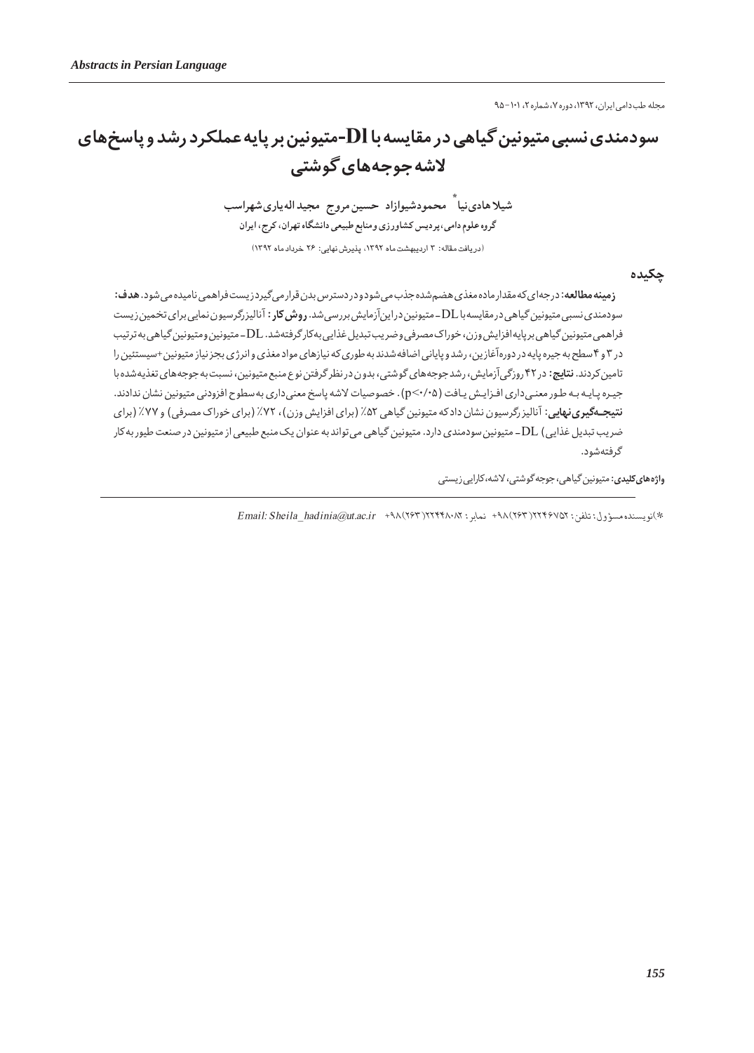# سودمندی نسبی متیونین گیاهی در مقایسه با Dl-متیونین بر پایه عملکرد رشد و پاسخ‌های لاشه جوجه‌های گوشتی

شیلا هادی‌نیا* محمودشیوازاد حسین مروج مجید اله‌یاری شهراسب

گروه علوم دامی، پردیس کشاورزی و منابع طبیعی دانشگاه تهران، کرج، ایران

(دریافت مقاله: ۳ اردیبهشت ماه ۱۳۹۲، پذیرش نهایی: ۲۶ خرداد ماه ۱۳۹۲)

## چکیده

**زمینه مطالعه:** درجه‌ای که مقدار ماده مغذی هضم‌شده جذب می‌شود و در دسترس بدن قرار می‌گیرد زیست فراهمی نامیده می‌شود. **هدف:** سودمندی نسبی متیونین گیاهی در مقایسه با DL-متیونین در این آزمایش بررسی شد. **روش کار:** آنالیز رگرسیون نمایی برای تخمین زیست فراهمی متیونین گیاهی بر پایه افزایش وزن، خوراک مصرفی و ضریب تبدیل غذایی به کار گرفته شد. DL-متیونین و متیونین گیاهی به ترتیب در ۳ و ۴ سطح به جیره پایه در دوره آغازین، رشد و پایانی اضافه شدند به طوری که نیازهای مواد مغذی و انرژی به جز نیاز متیونین+سیستئین را تامین کردند. **نتایج:** در ۴۲ روزگی آزمایش، رشد جوجه‌های گوشتی، بدون در نظر گرفتن نوع منبع متیونین، نسبت به جوجه‌های تغذیه شده با جیره پایه به طور معنی‌داری افزایش یافت ($p<0/05$). خصوصیات لاشه پاسخ معنی‌داری به سطوح افزودنی متیونین نشان ندادند. **نتیجه‌گیری نهایی:** آنالیز رگرسیون نشان داد که متیونین گیاهی ۵۲٪ (برای افزایش وزن)، ۷۲٪ (برای خوراک مصرفی) و ۷۷٪ (برای ضریب تبدیل غذایی) DL-متیونین سودمندی دارد. متیونین گیاهی می‌تواند به عنوان یک منبع طبیعی از متیونین در صنعت طیور به کار گرفته شود.

**واژه‌های کلیدی:** متیونین گیاهی، جوجه گوشتی، لاشه، کارایی زیستی

*) نویسنده مسؤول: تلفن: ۲۲۴۶۷۵۲(۲۶۳)۹۸+ نمابر: ۲۲۴۴۸۰۸۲(۲۶۳)۹۸+ *Email: Sheila_hadinia@ut.ac.ir*